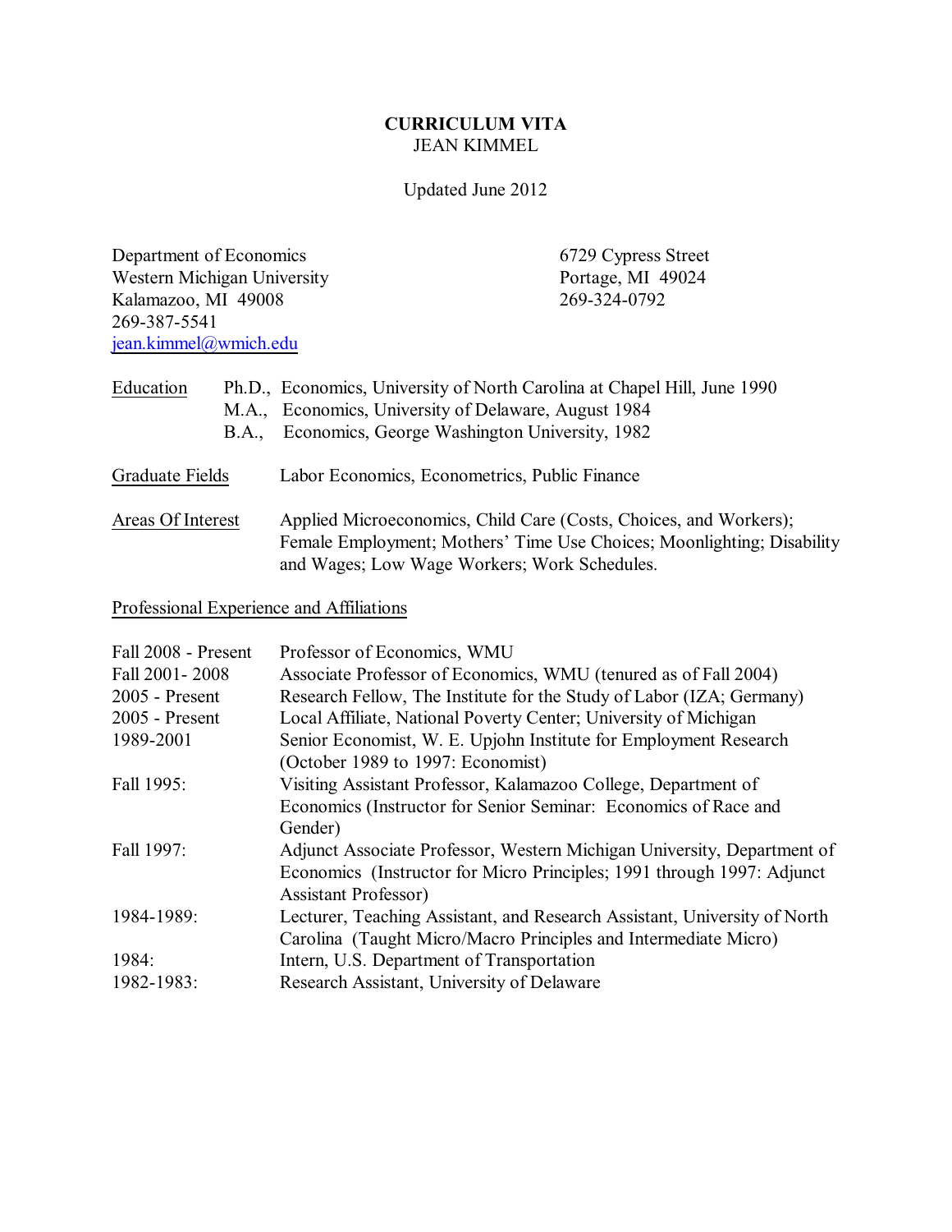# CURRICULUM VITA
JEAN KIMMEL

Updated June 2012

Department of Economics
Western Michigan University
Kalamazoo, MI 49008
269-387-5541
jean.kimmel@wmich.edu

6729 Cypress Street
Portage, MI 49024
269-324-0792

Education

- Ph.D., Economics, University of North Carolina at Chapel Hill, June 1990
- M.A., Economics, University of Delaware, August 1984
- B.A., Economics, George Washington University, 1982

Graduate Fields: Labor Economics, Econometrics, Public Finance

Areas Of Interest: Applied Microeconomics, Child Care (Costs, Choices, and Workers); Female Employment; Mothers' Time Use Choices; Moonlighting; Disability and Wages; Low Wage Workers; Work Schedules.

## Professional Experience and Affiliations

| | |
|---|---|
| Fall 2008 - Present | Professor of Economics, WMU |
| Fall 2001- 2008 | Associate Professor of Economics, WMU (tenured as of Fall 2004) |
| 2005 - Present | Research Fellow, The Institute for the Study of Labor (IZA; Germany) |
| 2005 - Present | Local Affiliate, National Poverty Center; University of Michigan |
| 1989-2001 | Senior Economist, W. E. Upjohn Institute for Employment Research (October 1989 to 1997: Economist) |
| Fall 1995: | Visiting Assistant Professor, Kalamazoo College, Department of Economics (Instructor for Senior Seminar: Economics of Race and Gender) |
| Fall 1997: | Adjunct Associate Professor, Western Michigan University, Department of Economics (Instructor for Micro Principles; 1991 through 1997: Adjunct Assistant Professor) |
| 1984-1989: | Lecturer, Teaching Assistant, and Research Assistant, University of North Carolina (Taught Micro/Macro Principles and Intermediate Micro) |
| 1984: | Intern, U.S. Department of Transportation |
| 1982-1983: | Research Assistant, University of Delaware |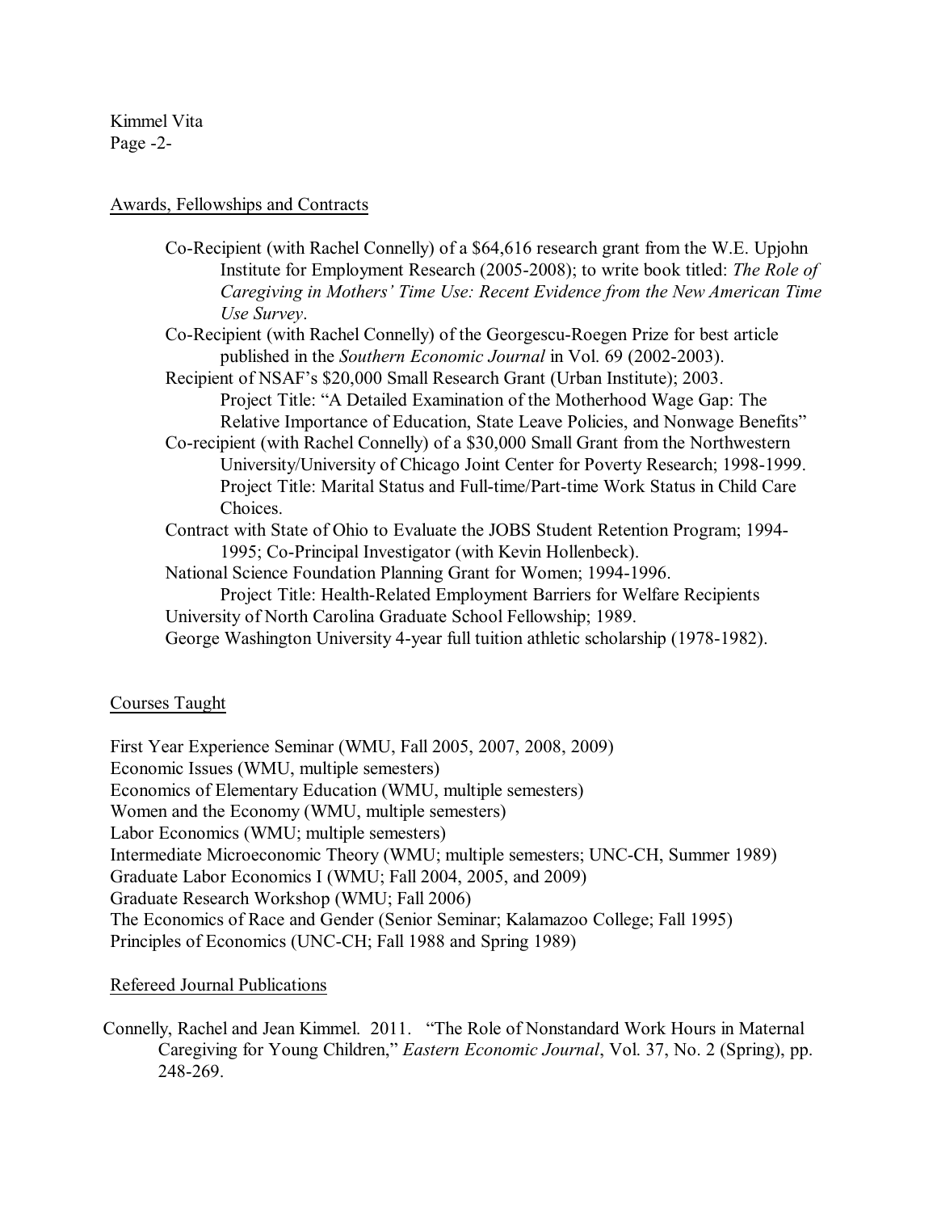## Awards, Fellowships and Contracts

Co-Recipient (with Rachel Connelly) of a $64,616 research grant from the W.E. Upjohn Institute for Employment Research (2005-2008); to write book titled: *The Role of Caregiving in Mothers' Time Use: Recent Evidence from the New American Time Use Survey*.

Co-Recipient (with Rachel Connelly) of the Georgescu-Roegen Prize for best article published in the *Southern Economic Journal* in Vol. 69 (2002-2003).

Recipient of NSAF's $20,000 Small Research Grant (Urban Institute); 2003.
Project Title: "A Detailed Examination of the Motherhood Wage Gap: The Relative Importance of Education, State Leave Policies, and Nonwage Benefits"

Co-recipient (with Rachel Connelly) of a $30,000 Small Grant from the Northwestern University/University of Chicago Joint Center for Poverty Research; 1998-1999.
Project Title: Marital Status and Full-time/Part-time Work Status in Child Care Choices.

Contract with State of Ohio to Evaluate the JOBS Student Retention Program; 1994-1995; Co-Principal Investigator (with Kevin Hollenbeck).

National Science Foundation Planning Grant for Women; 1994-1996.
Project Title: Health-Related Employment Barriers for Welfare Recipients

University of North Carolina Graduate School Fellowship; 1989.

George Washington University 4-year full tuition athletic scholarship (1978-1982).

## Courses Taught

First Year Experience Seminar (WMU, Fall 2005, 2007, 2008, 2009)
Economic Issues (WMU, multiple semesters)
Economics of Elementary Education (WMU, multiple semesters)
Women and the Economy (WMU, multiple semesters)
Labor Economics (WMU; multiple semesters)
Intermediate Microeconomic Theory (WMU; multiple semesters; UNC-CH, Summer 1989)
Graduate Labor Economics I (WMU; Fall 2004, 2005, and 2009)
Graduate Research Workshop (WMU; Fall 2006)
The Economics of Race and Gender (Senior Seminar; Kalamazoo College; Fall 1995)
Principles of Economics (UNC-CH; Fall 1988 and Spring 1989)

## Refereed Journal Publications

Connelly, Rachel and Jean Kimmel. 2011. "The Role of Nonstandard Work Hours in Maternal Caregiving for Young Children," *Eastern Economic Journal*, Vol. 37, No. 2 (Spring), pp. 248-269.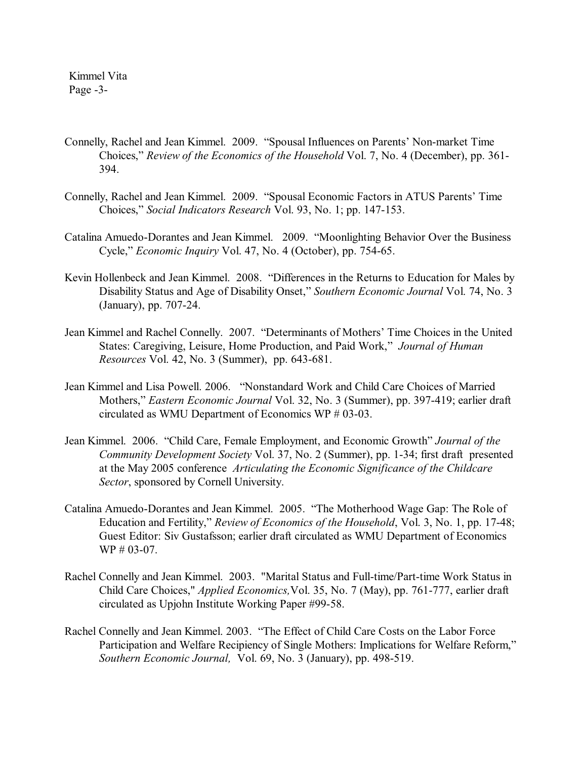Connelly, Rachel and Jean Kimmel. 2009. "Spousal Influences on Parents' Non-market Time Choices," *Review of the Economics of the Household* Vol. 7, No. 4 (December), pp. 361-394.

Connelly, Rachel and Jean Kimmel. 2009. "Spousal Economic Factors in ATUS Parents' Time Choices," *Social Indicators Research* Vol. 93, No. 1; pp. 147-153.

Catalina Amuedo-Dorantes and Jean Kimmel. 2009. "Moonlighting Behavior Over the Business Cycle," *Economic Inquiry* Vol. 47, No. 4 (October), pp. 754-65.

Kevin Hollenbeck and Jean Kimmel. 2008. "Differences in the Returns to Education for Males by Disability Status and Age of Disability Onset," *Southern Economic Journal* Vol. 74, No. 3 (January), pp. 707-24.

Jean Kimmel and Rachel Connelly. 2007. "Determinants of Mothers' Time Choices in the United States: Caregiving, Leisure, Home Production, and Paid Work," *Journal of Human Resources* Vol. 42, No. 3 (Summer), pp. 643-681.

Jean Kimmel and Lisa Powell. 2006. "Nonstandard Work and Child Care Choices of Married Mothers," *Eastern Economic Journal* Vol. 32, No. 3 (Summer), pp. 397-419; earlier draft circulated as WMU Department of Economics WP # 03-03.

Jean Kimmel. 2006. "Child Care, Female Employment, and Economic Growth" *Journal of the Community Development Society* Vol. 37, No. 2 (Summer), pp. 1-34; first draft presented at the May 2005 conference *Articulating the Economic Significance of the Childcare Sector*, sponsored by Cornell University.

Catalina Amuedo-Dorantes and Jean Kimmel. 2005. "The Motherhood Wage Gap: The Role of Education and Fertility," *Review of Economics of the Household*, Vol. 3, No. 1, pp. 17-48; Guest Editor: Siv Gustafsson; earlier draft circulated as WMU Department of Economics WP # 03-07.

Rachel Connelly and Jean Kimmel. 2003. "Marital Status and Full-time/Part-time Work Status in Child Care Choices," *Applied Economics,* Vol. 35, No. 7 (May), pp. 761-777, earlier draft circulated as Upjohn Institute Working Paper #99-58.

Rachel Connelly and Jean Kimmel. 2003. "The Effect of Child Care Costs on the Labor Force Participation and Welfare Recipiency of Single Mothers: Implications for Welfare Reform," *Southern Economic Journal,* Vol. 69, No. 3 (January), pp. 498-519.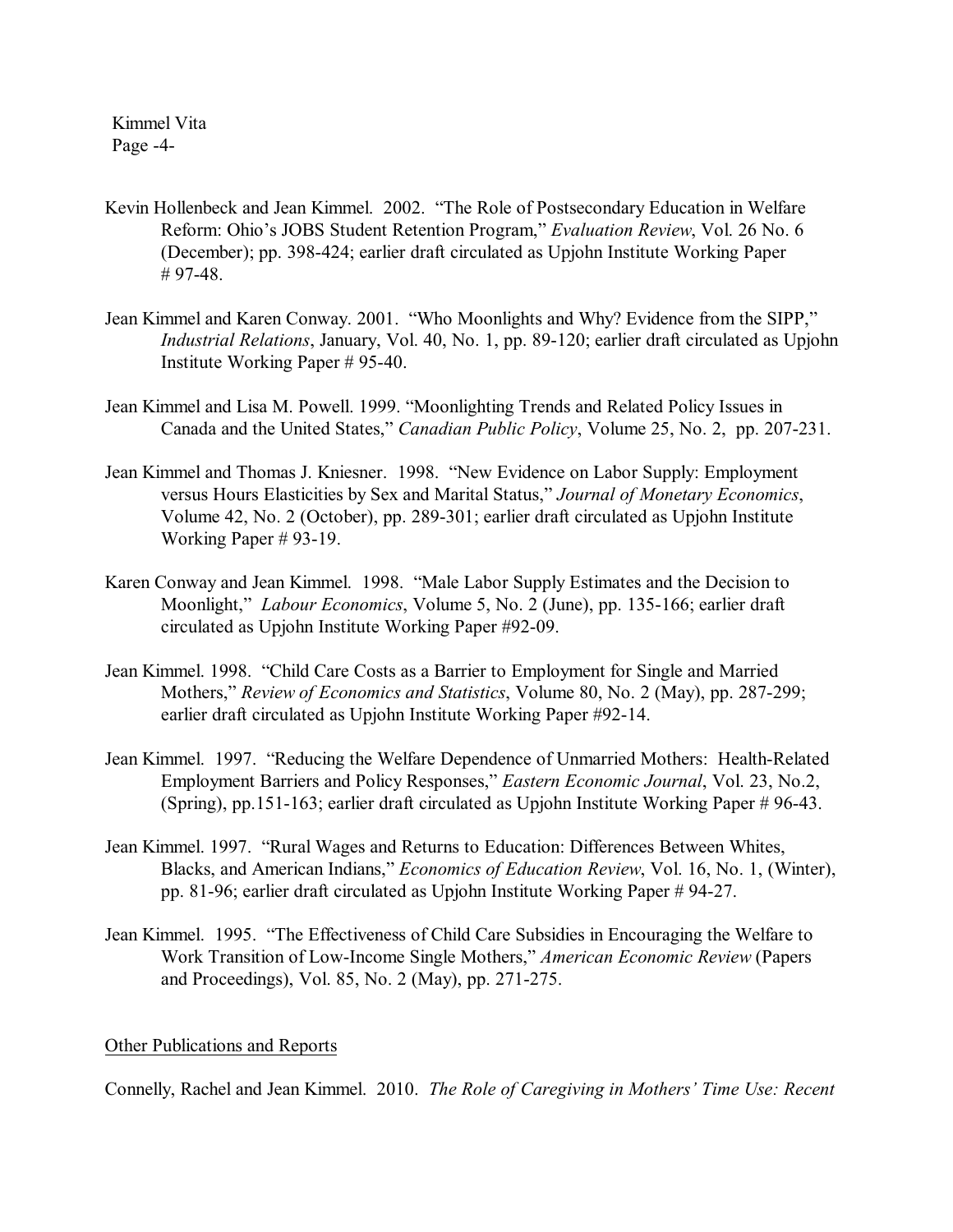Kevin Hollenbeck and Jean Kimmel. 2002. "The Role of Postsecondary Education in Welfare Reform: Ohio's JOBS Student Retention Program," *Evaluation Review*, Vol. 26 No. 6 (December); pp. 398-424; earlier draft circulated as Upjohn Institute Working Paper # 97-48.

Jean Kimmel and Karen Conway. 2001. "Who Moonlights and Why? Evidence from the SIPP," *Industrial Relations*, January, Vol. 40, No. 1, pp. 89-120; earlier draft circulated as Upjohn Institute Working Paper # 95-40.

Jean Kimmel and Lisa M. Powell. 1999. "Moonlighting Trends and Related Policy Issues in Canada and the United States," *Canadian Public Policy*, Volume 25, No. 2, pp. 207-231.

Jean Kimmel and Thomas J. Kniesner. 1998. "New Evidence on Labor Supply: Employment versus Hours Elasticities by Sex and Marital Status," *Journal of Monetary Economics*, Volume 42, No. 2 (October), pp. 289-301; earlier draft circulated as Upjohn Institute Working Paper # 93-19.

Karen Conway and Jean Kimmel. 1998. "Male Labor Supply Estimates and the Decision to Moonlight," *Labour Economics*, Volume 5, No. 2 (June), pp. 135-166; earlier draft circulated as Upjohn Institute Working Paper #92-09.

Jean Kimmel. 1998. "Child Care Costs as a Barrier to Employment for Single and Married Mothers," *Review of Economics and Statistics*, Volume 80, No. 2 (May), pp. 287-299; earlier draft circulated as Upjohn Institute Working Paper #92-14.

Jean Kimmel. 1997. "Reducing the Welfare Dependence of Unmarried Mothers: Health-Related Employment Barriers and Policy Responses," *Eastern Economic Journal*, Vol. 23, No.2, (Spring), pp.151-163; earlier draft circulated as Upjohn Institute Working Paper # 96-43.

Jean Kimmel. 1997. "Rural Wages and Returns to Education: Differences Between Whites, Blacks, and American Indians," *Economics of Education Review*, Vol. 16, No. 1, (Winter), pp. 81-96; earlier draft circulated as Upjohn Institute Working Paper # 94-27.

Jean Kimmel. 1995. "The Effectiveness of Child Care Subsidies in Encouraging the Welfare to Work Transition of Low-Income Single Mothers," *American Economic Review* (Papers and Proceedings), Vol. 85, No. 2 (May), pp. 271-275.

## Other Publications and Reports

Connelly, Rachel and Jean Kimmel. 2010. *The Role of Caregiving in Mothers' Time Use: Recent*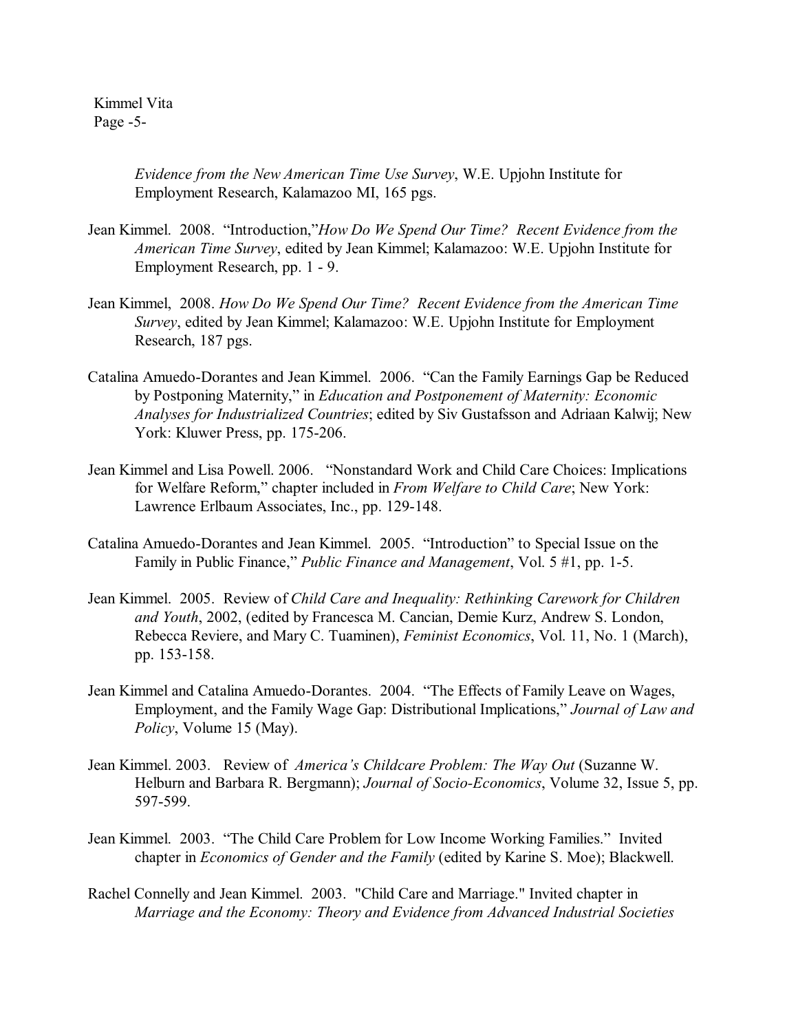*Evidence from the New American Time Use Survey*, W.E. Upjohn Institute for Employment Research, Kalamazoo MI, 165 pgs.

Jean Kimmel. 2008. "Introduction,"*How Do We Spend Our Time? Recent Evidence from the American Time Survey*, edited by Jean Kimmel; Kalamazoo: W.E. Upjohn Institute for Employment Research, pp. 1 - 9.

Jean Kimmel, 2008. *How Do We Spend Our Time? Recent Evidence from the American Time Survey*, edited by Jean Kimmel; Kalamazoo: W.E. Upjohn Institute for Employment Research, 187 pgs.

Catalina Amuedo-Dorantes and Jean Kimmel. 2006. "Can the Family Earnings Gap be Reduced by Postponing Maternity," in *Education and Postponement of Maternity: Economic Analyses for Industrialized Countries*; edited by Siv Gustafsson and Adriaan Kalwij; New York: Kluwer Press, pp. 175-206.

Jean Kimmel and Lisa Powell. 2006. "Nonstandard Work and Child Care Choices: Implications for Welfare Reform," chapter included in *From Welfare to Child Care*; New York: Lawrence Erlbaum Associates, Inc., pp. 129-148.

Catalina Amuedo-Dorantes and Jean Kimmel. 2005. "Introduction" to Special Issue on the Family in Public Finance," *Public Finance and Management*, Vol. 5 #1, pp. 1-5.

Jean Kimmel. 2005. Review of *Child Care and Inequality: Rethinking Carework for Children and Youth*, 2002, (edited by Francesca M. Cancian, Demie Kurz, Andrew S. London, Rebecca Reviere, and Mary C. Tuaminen), *Feminist Economics*, Vol. 11, No. 1 (March), pp. 153-158.

Jean Kimmel and Catalina Amuedo-Dorantes. 2004. "The Effects of Family Leave on Wages, Employment, and the Family Wage Gap: Distributional Implications," *Journal of Law and Policy*, Volume 15 (May).

Jean Kimmel. 2003. Review of *America's Childcare Problem: The Way Out* (Suzanne W. Helburn and Barbara R. Bergmann); *Journal of Socio-Economics*, Volume 32, Issue 5, pp. 597-599.

Jean Kimmel. 2003. "The Child Care Problem for Low Income Working Families." Invited chapter in *Economics of Gender and the Family* (edited by Karine S. Moe); Blackwell.

Rachel Connelly and Jean Kimmel. 2003. "Child Care and Marriage." Invited chapter in *Marriage and the Economy: Theory and Evidence from Advanced Industrial Societies*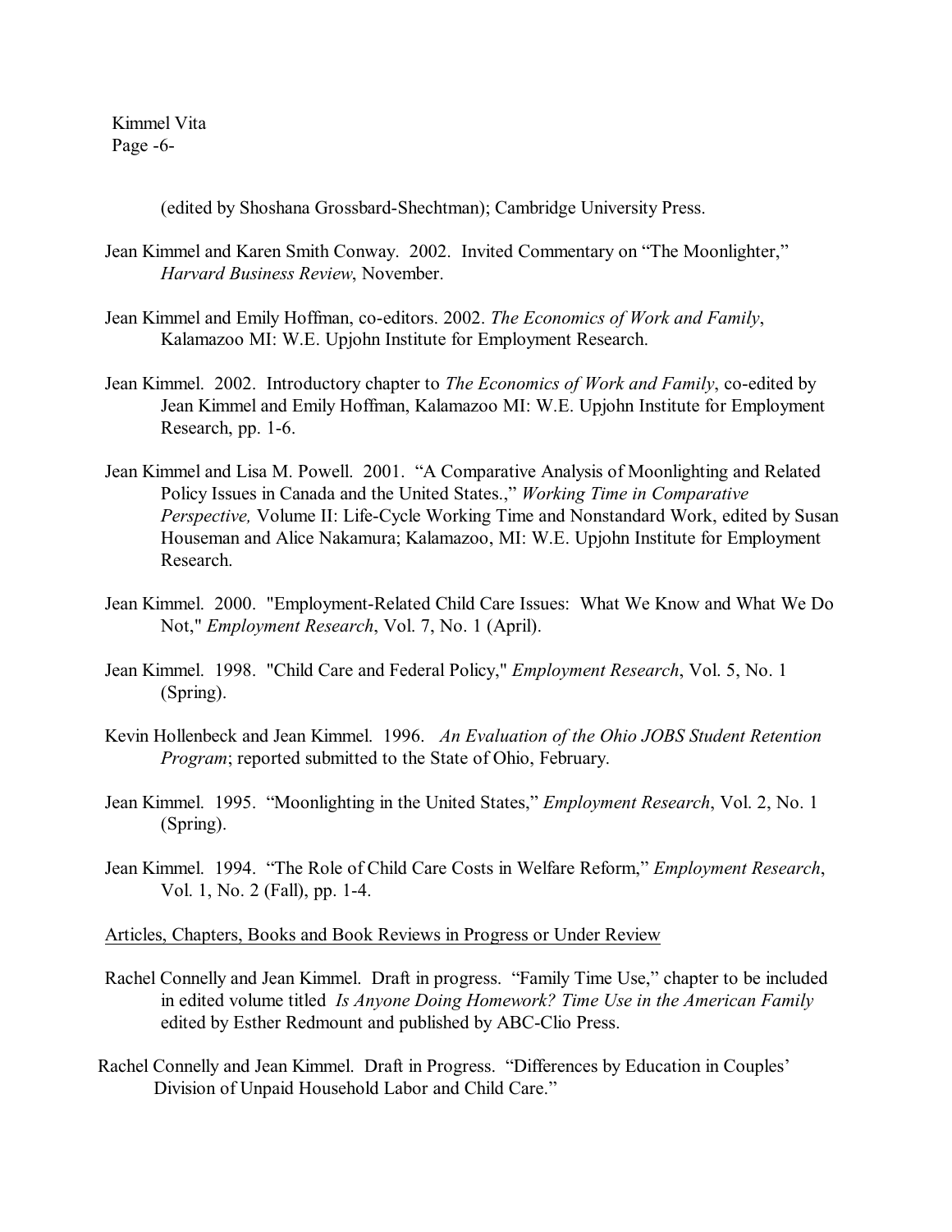(edited by Shoshana Grossbard-Shechtman); Cambridge University Press.

Jean Kimmel and Karen Smith Conway. 2002. Invited Commentary on "The Moonlighter," *Harvard Business Review*, November.

Jean Kimmel and Emily Hoffman, co-editors. 2002. *The Economics of Work and Family*, Kalamazoo MI: W.E. Upjohn Institute for Employment Research.

Jean Kimmel. 2002. Introductory chapter to *The Economics of Work and Family*, co-edited by Jean Kimmel and Emily Hoffman, Kalamazoo MI: W.E. Upjohn Institute for Employment Research, pp. 1-6.

Jean Kimmel and Lisa M. Powell. 2001. "A Comparative Analysis of Moonlighting and Related Policy Issues in Canada and the United States.," *Working Time in Comparative Perspective,* Volume II: Life-Cycle Working Time and Nonstandard Work, edited by Susan Houseman and Alice Nakamura; Kalamazoo, MI: W.E. Upjohn Institute for Employment Research.

Jean Kimmel. 2000. "Employment-Related Child Care Issues: What We Know and What We Do Not," *Employment Research*, Vol. 7, No. 1 (April).

Jean Kimmel. 1998. "Child Care and Federal Policy," *Employment Research*, Vol. 5, No. 1 (Spring).

Kevin Hollenbeck and Jean Kimmel. 1996. *An Evaluation of the Ohio JOBS Student Retention Program*; reported submitted to the State of Ohio, February.

Jean Kimmel. 1995. "Moonlighting in the United States," *Employment Research*, Vol. 2, No. 1 (Spring).

Jean Kimmel. 1994. "The Role of Child Care Costs in Welfare Reform," *Employment Research*, Vol. 1, No. 2 (Fall), pp. 1-4.

Articles, Chapters, Books and Book Reviews in Progress or Under Review

Rachel Connelly and Jean Kimmel. Draft in progress. "Family Time Use," chapter to be included in edited volume titled *Is Anyone Doing Homework? Time Use in the American Family* edited by Esther Redmount and published by ABC-Clio Press.

Rachel Connelly and Jean Kimmel. Draft in Progress. "Differences by Education in Couples' Division of Unpaid Household Labor and Child Care."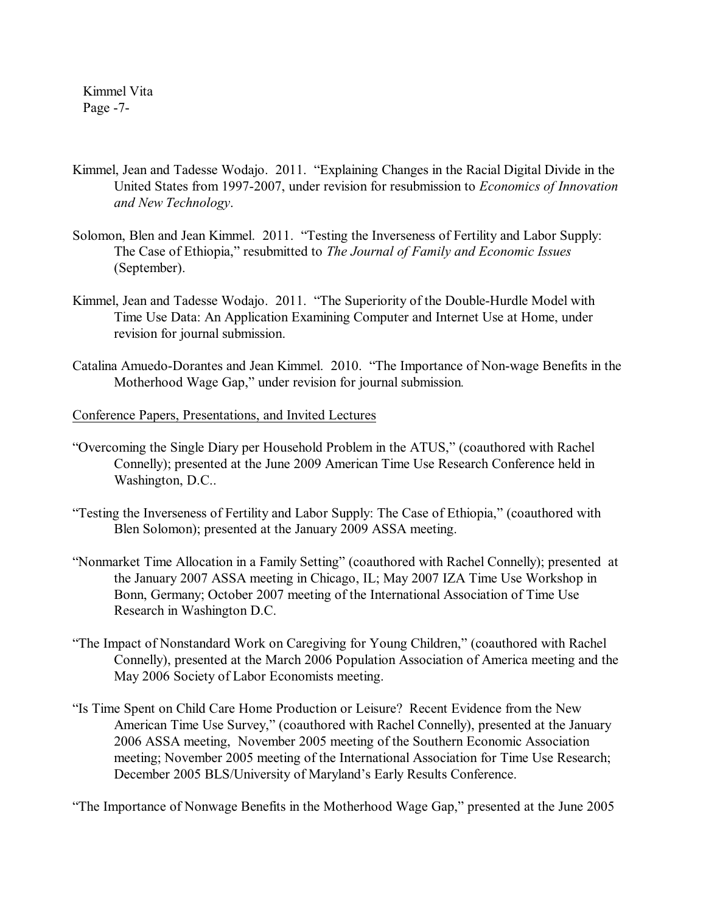Kimmel, Jean and Tadesse Wodajo. 2011. "Explaining Changes in the Racial Digital Divide in the United States from 1997-2007, under revision for resubmission to *Economics of Innovation and New Technology*.

Solomon, Blen and Jean Kimmel. 2011. "Testing the Inverseness of Fertility and Labor Supply: The Case of Ethiopia," resubmitted to *The Journal of Family and Economic Issues* (September).

Kimmel, Jean and Tadesse Wodajo. 2011. "The Superiority of the Double-Hurdle Model with Time Use Data: An Application Examining Computer and Internet Use at Home, under revision for journal submission.

Catalina Amuedo-Dorantes and Jean Kimmel. 2010. "The Importance of Non-wage Benefits in the Motherhood Wage Gap," under revision for journal submission.

Conference Papers, Presentations, and Invited Lectures

"Overcoming the Single Diary per Household Problem in the ATUS," (coauthored with Rachel Connelly); presented at the June 2009 American Time Use Research Conference held in Washington, D.C..

"Testing the Inverseness of Fertility and Labor Supply: The Case of Ethiopia," (coauthored with Blen Solomon); presented at the January 2009 ASSA meeting.

"Nonmarket Time Allocation in a Family Setting" (coauthored with Rachel Connelly); presented at the January 2007 ASSA meeting in Chicago, IL; May 2007 IZA Time Use Workshop in Bonn, Germany; October 2007 meeting of the International Association of Time Use Research in Washington D.C.

"The Impact of Nonstandard Work on Caregiving for Young Children," (coauthored with Rachel Connelly), presented at the March 2006 Population Association of America meeting and the May 2006 Society of Labor Economists meeting.

"Is Time Spent on Child Care Home Production or Leisure? Recent Evidence from the New American Time Use Survey," (coauthored with Rachel Connelly), presented at the January 2006 ASSA meeting, November 2005 meeting of the Southern Economic Association meeting; November 2005 meeting of the International Association for Time Use Research; December 2005 BLS/University of Maryland's Early Results Conference.

"The Importance of Nonwage Benefits in the Motherhood Wage Gap," presented at the June 2005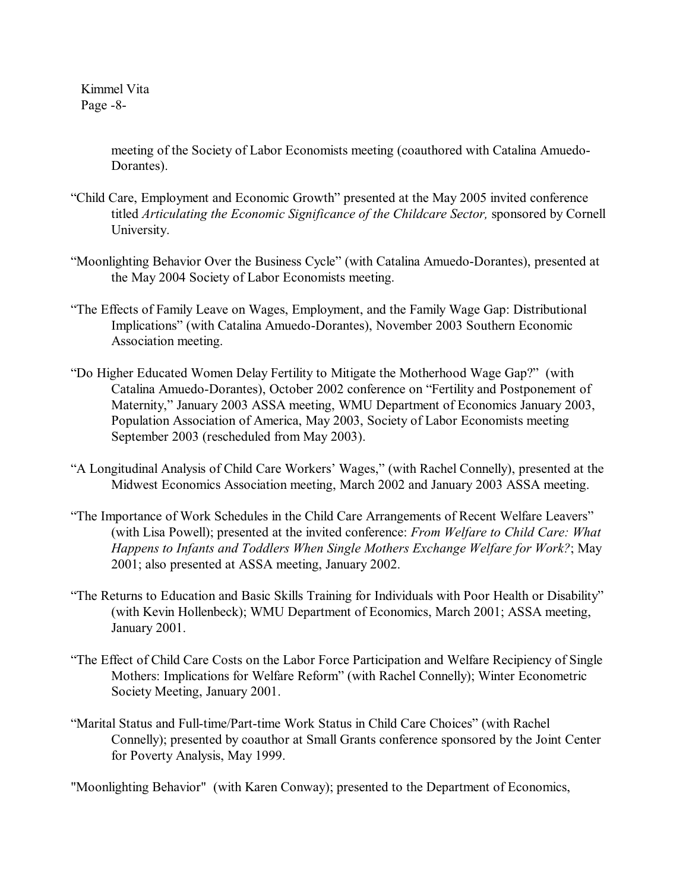meeting of the Society of Labor Economists meeting (coauthored with Catalina Amuedo-Dorantes).

"Child Care, Employment and Economic Growth" presented at the May 2005 invited conference titled *Articulating the Economic Significance of the Childcare Sector,* sponsored by Cornell University.

"Moonlighting Behavior Over the Business Cycle" (with Catalina Amuedo-Dorantes), presented at the May 2004 Society of Labor Economists meeting.

"The Effects of Family Leave on Wages, Employment, and the Family Wage Gap: Distributional Implications" (with Catalina Amuedo-Dorantes), November 2003 Southern Economic Association meeting.

"Do Higher Educated Women Delay Fertility to Mitigate the Motherhood Wage Gap?" (with Catalina Amuedo-Dorantes), October 2002 conference on "Fertility and Postponement of Maternity," January 2003 ASSA meeting, WMU Department of Economics January 2003, Population Association of America, May 2003, Society of Labor Economists meeting September 2003 (rescheduled from May 2003).

"A Longitudinal Analysis of Child Care Workers' Wages," (with Rachel Connelly), presented at the Midwest Economics Association meeting, March 2002 and January 2003 ASSA meeting.

"The Importance of Work Schedules in the Child Care Arrangements of Recent Welfare Leavers" (with Lisa Powell); presented at the invited conference: *From Welfare to Child Care: What Happens to Infants and Toddlers When Single Mothers Exchange Welfare for Work?*; May 2001; also presented at ASSA meeting, January 2002.

"The Returns to Education and Basic Skills Training for Individuals with Poor Health or Disability" (with Kevin Hollenbeck); WMU Department of Economics, March 2001; ASSA meeting, January 2001.

"The Effect of Child Care Costs on the Labor Force Participation and Welfare Recipiency of Single Mothers: Implications for Welfare Reform" (with Rachel Connelly); Winter Econometric Society Meeting, January 2001.

"Marital Status and Full-time/Part-time Work Status in Child Care Choices" (with Rachel Connelly); presented by coauthor at Small Grants conference sponsored by the Joint Center for Poverty Analysis, May 1999.

"Moonlighting Behavior" (with Karen Conway); presented to the Department of Economics,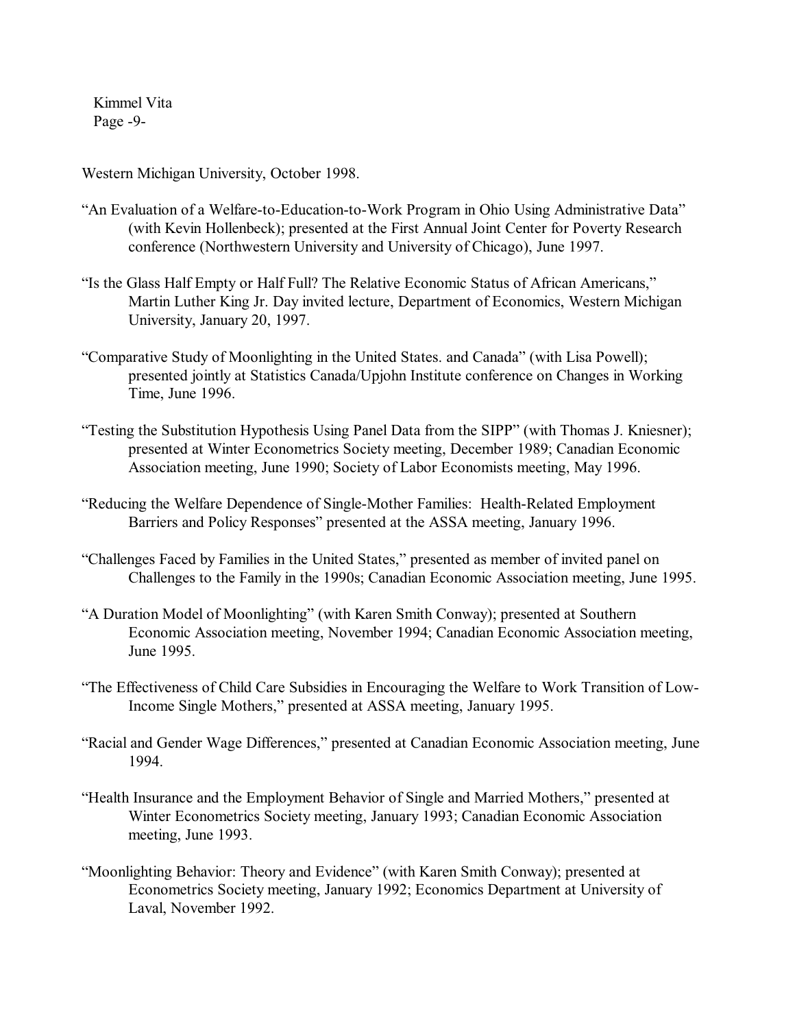Western Michigan University, October 1998.

"An Evaluation of a Welfare-to-Education-to-Work Program in Ohio Using Administrative Data" (with Kevin Hollenbeck); presented at the First Annual Joint Center for Poverty Research conference (Northwestern University and University of Chicago), June 1997.

"Is the Glass Half Empty or Half Full? The Relative Economic Status of African Americans," Martin Luther King Jr. Day invited lecture, Department of Economics, Western Michigan University, January 20, 1997.

"Comparative Study of Moonlighting in the United States. and Canada" (with Lisa Powell); presented jointly at Statistics Canada/Upjohn Institute conference on Changes in Working Time, June 1996.

"Testing the Substitution Hypothesis Using Panel Data from the SIPP" (with Thomas J. Kniesner); presented at Winter Econometrics Society meeting, December 1989; Canadian Economic Association meeting, June 1990; Society of Labor Economists meeting, May 1996.

"Reducing the Welfare Dependence of Single-Mother Families: Health-Related Employment Barriers and Policy Responses" presented at the ASSA meeting, January 1996.

"Challenges Faced by Families in the United States," presented as member of invited panel on Challenges to the Family in the 1990s; Canadian Economic Association meeting, June 1995.

"A Duration Model of Moonlighting" (with Karen Smith Conway); presented at Southern Economic Association meeting, November 1994; Canadian Economic Association meeting, June 1995.

"The Effectiveness of Child Care Subsidies in Encouraging the Welfare to Work Transition of Low-Income Single Mothers," presented at ASSA meeting, January 1995.

"Racial and Gender Wage Differences," presented at Canadian Economic Association meeting, June 1994.

"Health Insurance and the Employment Behavior of Single and Married Mothers," presented at Winter Econometrics Society meeting, January 1993; Canadian Economic Association meeting, June 1993.

"Moonlighting Behavior: Theory and Evidence" (with Karen Smith Conway); presented at Econometrics Society meeting, January 1992; Economics Department at University of Laval, November 1992.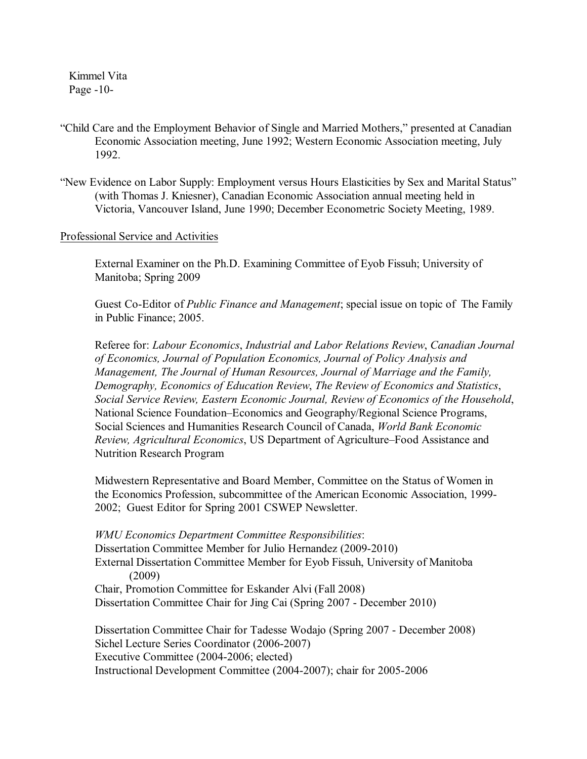"Child Care and the Employment Behavior of Single and Married Mothers," presented at Canadian Economic Association meeting, June 1992; Western Economic Association meeting, July 1992.

"New Evidence on Labor Supply: Employment versus Hours Elasticities by Sex and Marital Status" (with Thomas J. Kniesner), Canadian Economic Association annual meeting held in Victoria, Vancouver Island, June 1990; December Econometric Society Meeting, 1989.

Professional Service and Activities

External Examiner on the Ph.D. Examining Committee of Eyob Fissuh; University of Manitoba; Spring 2009

Guest Co-Editor of *Public Finance and Management*; special issue on topic of The Family in Public Finance; 2005.

Referee for: *Labour Economics*, *Industrial and Labor Relations Review*, *Canadian Journal of Economics, Journal of Population Economics, Journal of Policy Analysis and Management, The Journal of Human Resources, Journal of Marriage and the Family, Demography, Economics of Education Review*, *The Review of Economics and Statistics*, *Social Service Review, Eastern Economic Journal, Review of Economics of the Household*, National Science Foundation–Economics and Geography/Regional Science Programs, Social Sciences and Humanities Research Council of Canada, *World Bank Economic Review, Agricultural Economics*, US Department of Agriculture–Food Assistance and Nutrition Research Program

Midwestern Representative and Board Member, Committee on the Status of Women in the Economics Profession, subcommittee of the American Economic Association, 1999-2002; Guest Editor for Spring 2001 CSWEP Newsletter.

*WMU Economics Department Committee Responsibilities*:
Dissertation Committee Member for Julio Hernandez (2009-2010)
External Dissertation Committee Member for Eyob Fissuh, University of Manitoba (2009)
Chair, Promotion Committee for Eskander Alvi (Fall 2008)
Dissertation Committee Chair for Jing Cai (Spring 2007 - December 2010)

Dissertation Committee Chair for Tadesse Wodajo (Spring 2007 - December 2008)
Sichel Lecture Series Coordinator (2006-2007)
Executive Committee (2004-2006; elected)
Instructional Development Committee (2004-2007); chair for 2005-2006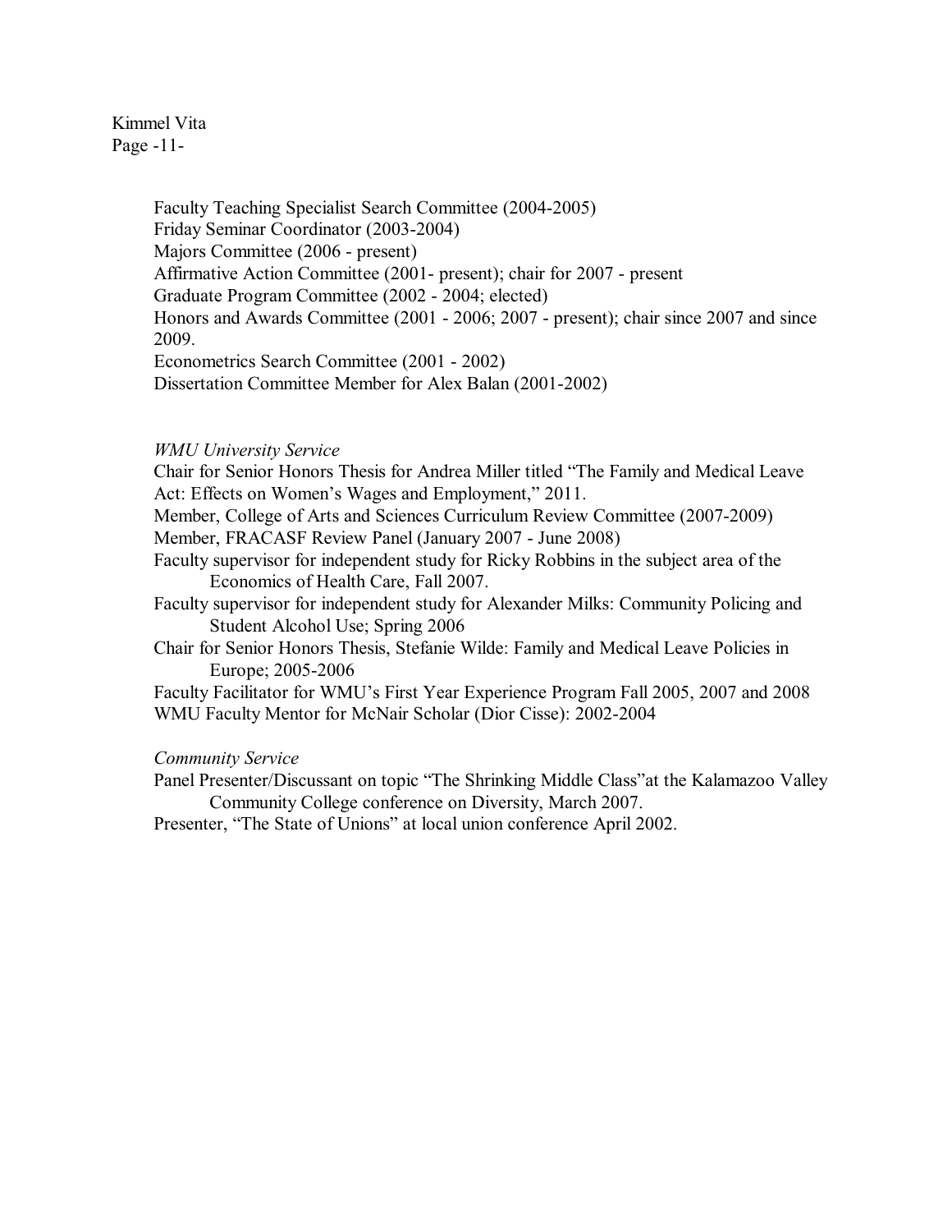Faculty Teaching Specialist Search Committee (2004-2005)
Friday Seminar Coordinator (2003-2004)
Majors Committee (2006 - present)
Affirmative Action Committee (2001- present); chair for 2007 - present
Graduate Program Committee (2002 - 2004; elected)
Honors and Awards Committee (2001 - 2006; 2007 - present); chair since 2007 and since 2009.
Econometrics Search Committee (2001 - 2002)
Dissertation Committee Member for Alex Balan (2001-2002)

*WMU University Service*

Chair for Senior Honors Thesis for Andrea Miller titled "The Family and Medical Leave Act: Effects on Women's Wages and Employment," 2011.
Member, College of Arts and Sciences Curriculum Review Committee (2007-2009)
Member, FRACASF Review Panel (January 2007 - June 2008)
Faculty supervisor for independent study for Ricky Robbins in the subject area of the Economics of Health Care, Fall 2007.
Faculty supervisor for independent study for Alexander Milks: Community Policing and Student Alcohol Use; Spring 2006
Chair for Senior Honors Thesis, Stefanie Wilde: Family and Medical Leave Policies in Europe; 2005-2006
Faculty Facilitator for WMU's First Year Experience Program Fall 2005, 2007 and 2008
WMU Faculty Mentor for McNair Scholar (Dior Cisse): 2002-2004

*Community Service*

Panel Presenter/Discussant on topic "The Shrinking Middle Class"at the Kalamazoo Valley Community College conference on Diversity, March 2007.
Presenter, "The State of Unions" at local union conference April 2002.